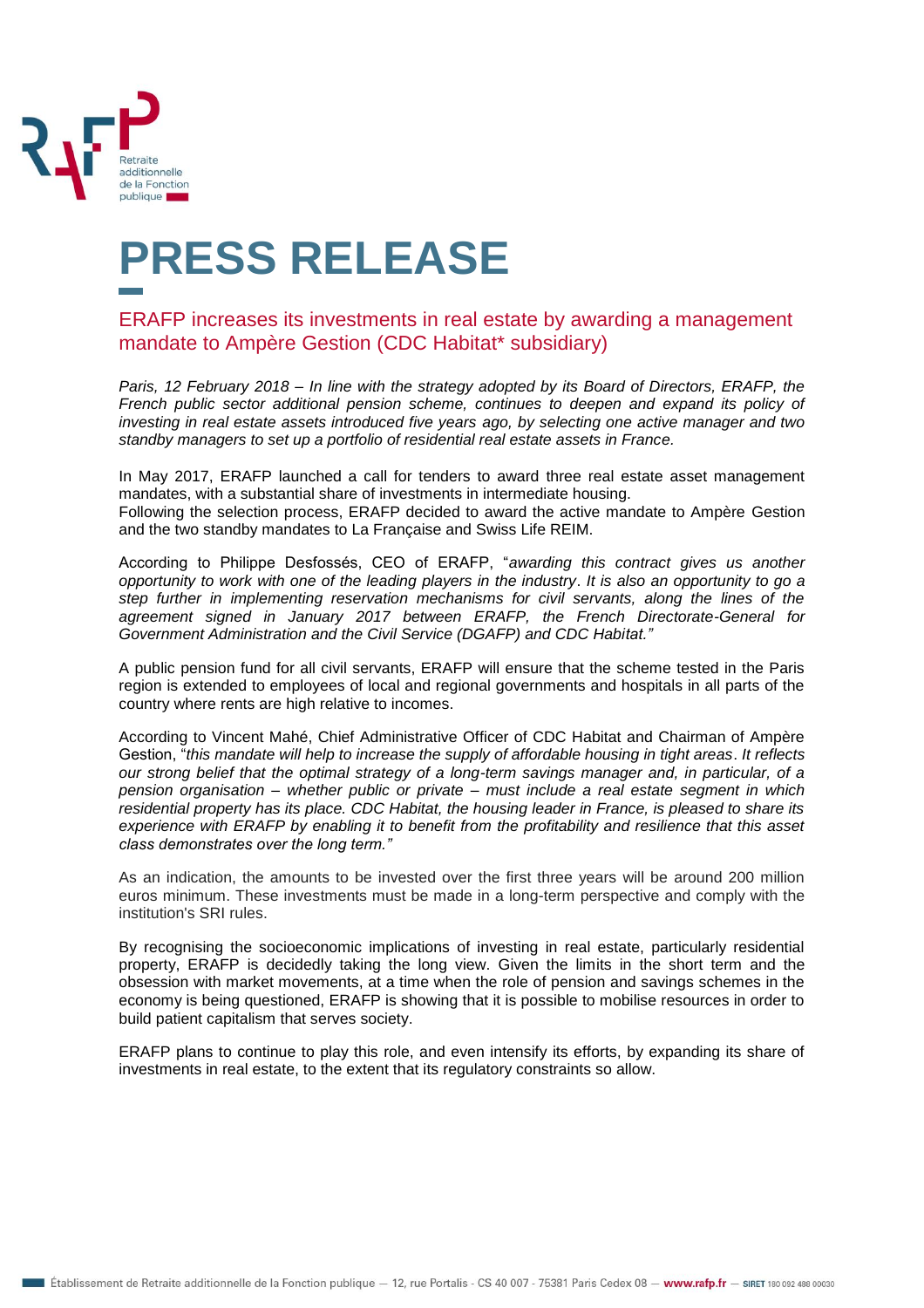# PRESS RELEASE

## ERAFP increases its investments in real estate by awarding a management mandate to Ampère Gestion (CDC Habitat* subsidiary)

*Paris, 12 February 2018 – In line with the strategy adopted by its Board of Directors, ERAFP, the French public sector additional pension scheme, continues to deepen and expand its policy of investing in real estate assets introduced five years ago, by selecting one active manager and two standby managers to set up a portfolio of residential real estate assets in France.*

In May 2017, ERAFP launched a call for tenders to award three real estate asset management mandates, with a substantial share of investments in intermediate housing.
Following the selection process, ERAFP decided to award the active mandate to Ampère Gestion and the two standby mandates to La Française and Swiss Life REIM.

According to Philippe Desfossés, CEO of ERAFP, "*awarding this contract gives us another opportunity to work with one of the leading players in the industry. It is also an opportunity to go a step further in implementing reservation mechanisms for civil servants, along the lines of the agreement signed in January 2017 between ERAFP, the French Directorate-General for Government Administration and the Civil Service (DGAFP) and CDC Habitat.*"

A public pension fund for all civil servants, ERAFP will ensure that the scheme tested in the Paris region is extended to employees of local and regional governments and hospitals in all parts of the country where rents are high relative to incomes.

According to Vincent Mahé, Chief Administrative Officer of CDC Habitat and Chairman of Ampère Gestion, "*this mandate will help to increase the supply of affordable housing in tight areas. It reflects our strong belief that the optimal strategy of a long-term savings manager and, in particular, of a pension organisation – whether public or private – must include a real estate segment in which residential property has its place. CDC Habitat, the housing leader in France, is pleased to share its experience with ERAFP by enabling it to benefit from the profitability and resilience that this asset class demonstrates over the long term.*"

As an indication, the amounts to be invested over the first three years will be around 200 million euros minimum. These investments must be made in a long-term perspective and comply with the institution's SRI rules.

By recognising the socioeconomic implications of investing in real estate, particularly residential property, ERAFP is decidedly taking the long view. Given the limits in the short term and the obsession with market movements, at a time when the role of pension and savings schemes in the economy is being questioned, ERAFP is showing that it is possible to mobilise resources in order to build patient capitalism that serves society.

ERAFP plans to continue to play this role, and even intensify its efforts, by expanding its share of investments in real estate, to the extent that its regulatory constraints so allow.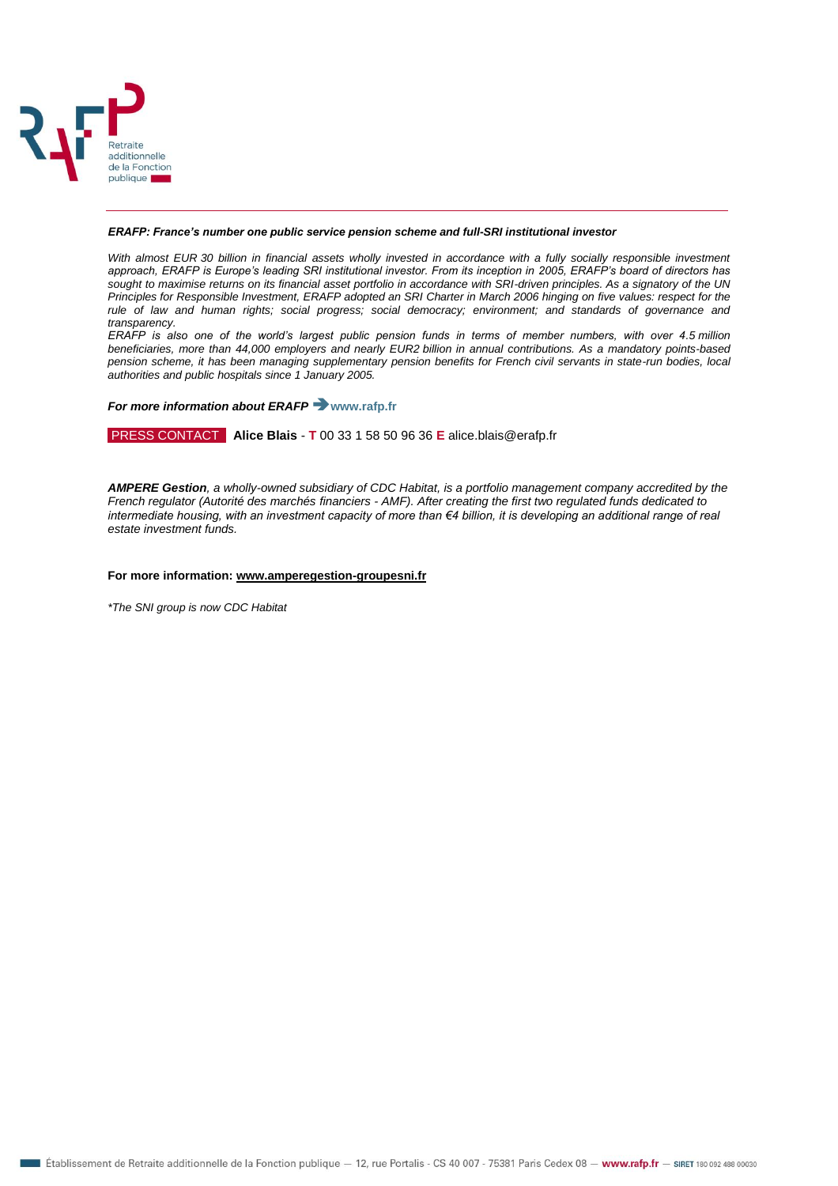***ERAFP: France's number one public service pension scheme and full-SRI institutional investor***

*With almost EUR 30 billion in financial assets wholly invested in accordance with a fully socially responsible investment approach, ERAFP is Europe's leading SRI institutional investor. From its inception in 2005, ERAFP's board of directors has sought to maximise returns on its financial asset portfolio in accordance with SRI-driven principles. As a signatory of the UN Principles for Responsible Investment, ERAFP adopted an SRI Charter in March 2006 hinging on five values: respect for the rule of law and human rights; social progress; social democracy; environment; and standards of governance and transparency.*

*ERAFP is also one of the world's largest public pension funds in terms of member numbers, with over 4.5 million beneficiaries, more than 44,000 employers and nearly EUR2 billion in annual contributions. As a mandatory points-based pension scheme, it has been managing supplementary pension benefits for French civil servants in state-run bodies, local authorities and public hospitals since 1 January 2005.*

***For more information about ERAFP*** **www.rafp.fr**

PRESS CONTACT **Alice Blais** - **T** 00 33 1 58 50 96 36 **E** alice.blais@erafp.fr

***AMPERE Gestion****, a wholly-owned subsidiary of CDC Habitat, is a portfolio management company accredited by the French regulator (Autorité des marchés financiers - AMF). After creating the first two regulated funds dedicated to intermediate housing, with an investment capacity of more than €4 billion, it is developing an additional range of real estate investment funds.*

**For more information: www.amperegestion-groupesni.fr**

*\*The SNI group is now CDC Habitat*